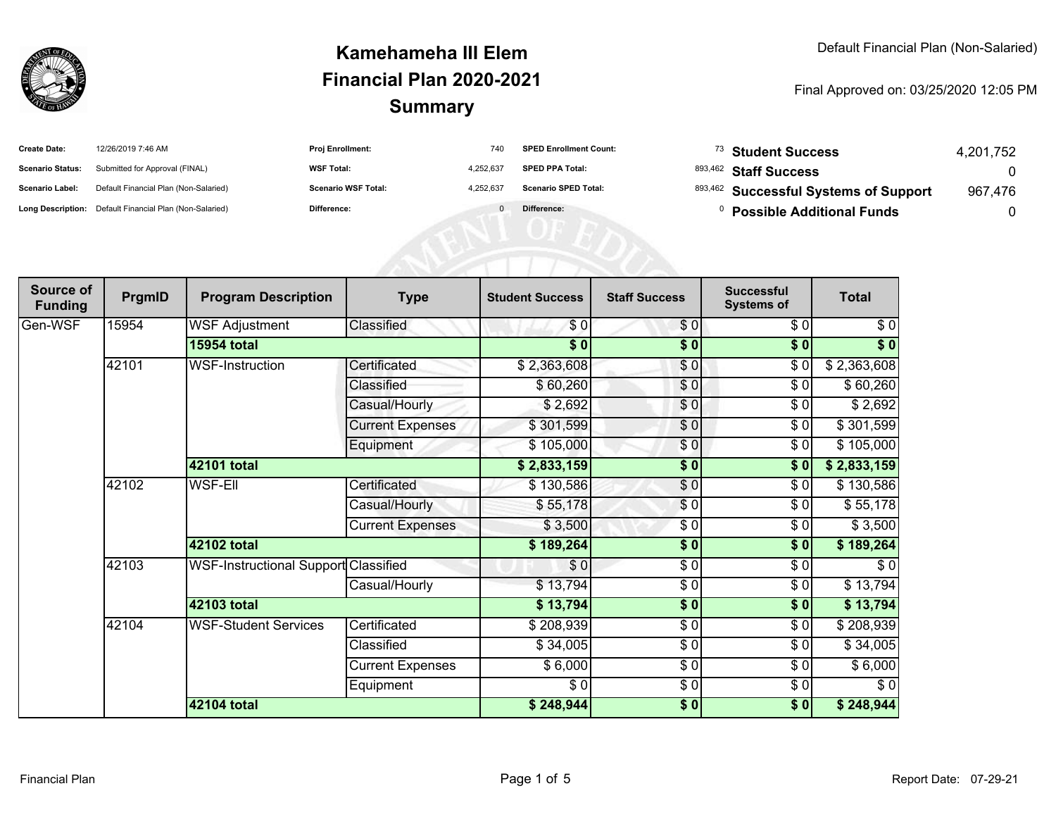# Kamehameha III Elem
# Financial Plan 2020-2021
# Summary

Default Financial Plan (Non-Salaried)

Final Approved on: 03/25/2020 12:05 PM

| | | | | | | | |
|---|---|---|---|---|---|---|---|
| **Create Date:** | 12/26/2019 7:46 AM | **Proj Enrollment:** | 740 | **SPED Enrollment Count:** | 73 | **Student Success** | 4,201,752 |
| **Scenario Status:** | Submitted for Approval (FINAL) | **WSF Total:** | 4,252,637 | **SPED PPA Total:** | 893,462 | **Staff Success** | 0 |
| **Scenario Label:** | Default Financial Plan (Non-Salaried) | **Scenario WSF Total:** | 4,252,637 | **Scenario SPED Total:** | 893,462 | **Successful Systems of Support** | 967,476 |
| **Long Description:** | Default Financial Plan (Non-Salaried) | **Difference:** | 0 | **Difference:** | 0 | **Possible Additional Funds** | 0 |

| Source of Funding | PrgmID | Program Description | Type | Student Success | Staff Success | Successful Systems of | Total |
|---|---|---|---|---|---|---|---|
| Gen-WSF | 15954 | WSF Adjustment | Classified | $ 0 | $ 0 | $ 0 | $ 0 |
| | | **15954 total** | | **$ 0** | **$ 0** | **$ 0** | **$ 0** |
| | 42101 | WSF-Instruction | Certificated | $ 2,363,608 | $ 0 | $ 0 | $ 2,363,608 |
| | | | Classified | $ 60,260 | $ 0 | $ 0 | $ 60,260 |
| | | | Casual/Hourly | $ 2,692 | $ 0 | $ 0 | $ 2,692 |
| | | | Current Expenses | $ 301,599 | $ 0 | $ 0 | $ 301,599 |
| | | | Equipment | $ 105,000 | $ 0 | $ 0 | $ 105,000 |
| | | **42101 total** | | **$ 2,833,159** | **$ 0** | **$ 0** | **$ 2,833,159** |
| | 42102 | WSF-Ell | Certificated | $ 130,586 | $ 0 | $ 0 | $ 130,586 |
| | | | Casual/Hourly | $ 55,178 | $ 0 | $ 0 | $ 55,178 |
| | | | Current Expenses | $ 3,500 | $ 0 | $ 0 | $ 3,500 |
| | | **42102 total** | | **$ 189,264** | **$ 0** | **$ 0** | **$ 189,264** |
| | 42103 | WSF-Instructional Support | Classified | $ 0 | $ 0 | $ 0 | $ 0 |
| | | | Casual/Hourly | $ 13,794 | $ 0 | $ 0 | $ 13,794 |
| | | **42103 total** | | **$ 13,794** | **$ 0** | **$ 0** | **$ 13,794** |
| | 42104 | WSF-Student Services | Certificated | $ 208,939 | $ 0 | $ 0 | $ 208,939 |
| | | | Classified | $ 34,005 | $ 0 | $ 0 | $ 34,005 |
| | | | Current Expenses | $ 6,000 | $ 0 | $ 0 | $ 6,000 |
| | | | Equipment | $ 0 | $ 0 | $ 0 | $ 0 |
| | | **42104 total** | | **$ 248,944** | **$ 0** | **$ 0** | **$ 248,944** |

Financial Plan

Report Date: 07-29-21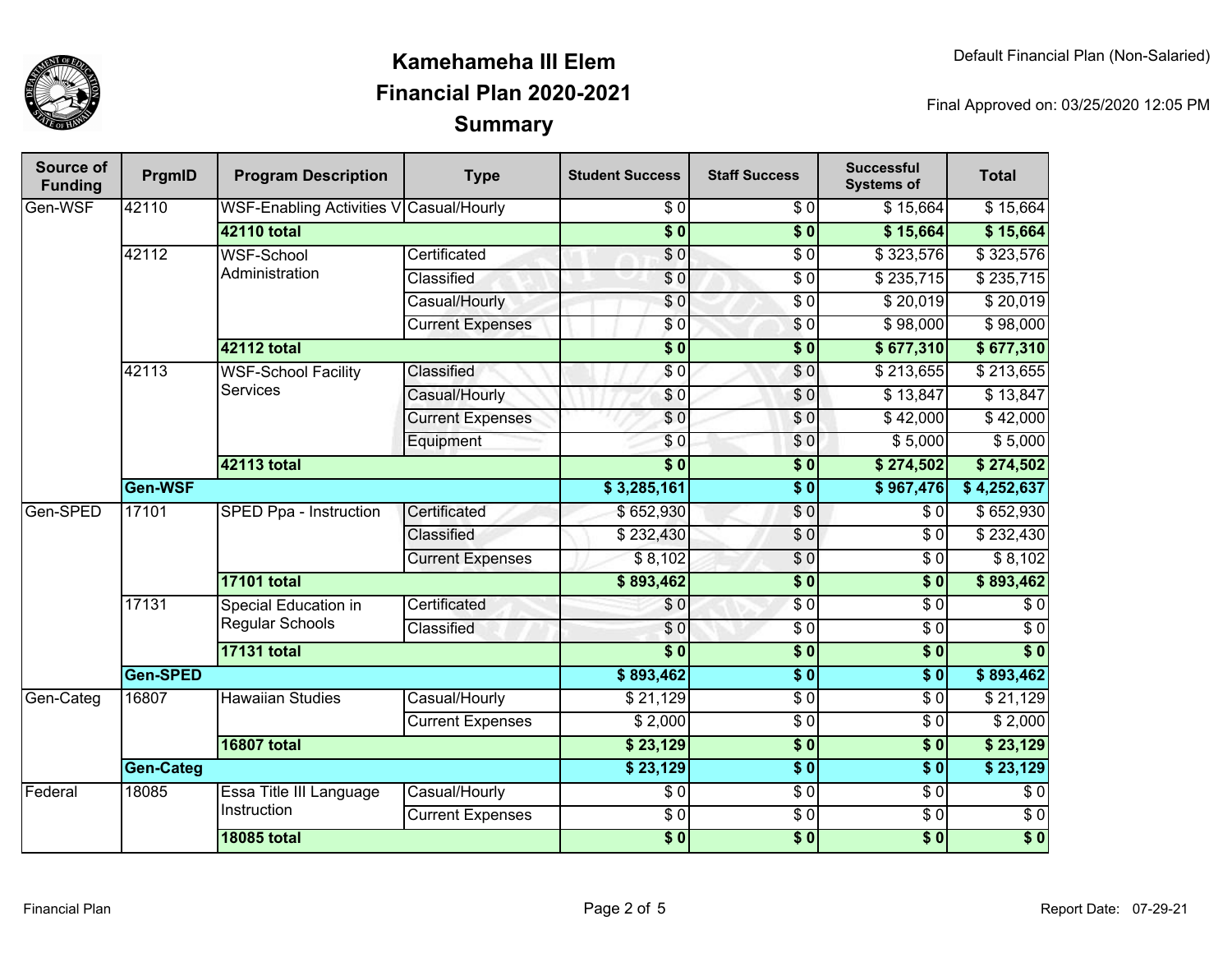# Kamehameha III Elem
## Financial Plan 2020-2021
## Summary

Default Financial Plan (Non-Salaried)

Final Approved on: 03/25/2020 12:05 PM

| Source of Funding | PrgmID | Program Description | Type | Student Success | Staff Success | Successful Systems of | Total |
|---|---|---|---|---|---|---|---|
| Gen-WSF | 42110 | WSF-Enabling Activities V | Casual/Hourly | $ 0 | $ 0 | $ 15,664 | $ 15,664 |
| | | **42110 total** | | **$ 0** | **$ 0** | **$ 15,664** | **$ 15,664** |
| | 42112 | WSF-School Administration | Certificated | $ 0 | $ 0 | $ 323,576 | $ 323,576 |
| | | | Classified | $ 0 | $ 0 | $ 235,715 | $ 235,715 |
| | | | Casual/Hourly | $ 0 | $ 0 | $ 20,019 | $ 20,019 |
| | | | Current Expenses | $ 0 | $ 0 | $ 98,000 | $ 98,000 |
| | | **42112 total** | | **$ 0** | **$ 0** | **$ 677,310** | **$ 677,310** |
| | 42113 | WSF-School Facility Services | Classified | $ 0 | $ 0 | $ 213,655 | $ 213,655 |
| | | | Casual/Hourly | $ 0 | $ 0 | $ 13,847 | $ 13,847 |
| | | | Current Expenses | $ 0 | $ 0 | $ 42,000 | $ 42,000 |
| | | | Equipment | $ 0 | $ 0 | $ 5,000 | $ 5,000 |
| | | **42113 total** | | **$ 0** | **$ 0** | **$ 274,502** | **$ 274,502** |
| | **Gen-WSF** | | | **$ 3,285,161** | **$ 0** | **$ 967,476** | **$ 4,252,637** |
| Gen-SPED | 17101 | SPED Ppa - Instruction | Certificated | $ 652,930 | $ 0 | $ 0 | $ 652,930 |
| | | | Classified | $ 232,430 | $ 0 | $ 0 | $ 232,430 |
| | | | Current Expenses | $ 8,102 | $ 0 | $ 0 | $ 8,102 |
| | | **17101 total** | | **$ 893,462** | **$ 0** | **$ 0** | **$ 893,462** |
| | 17131 | Special Education in Regular Schools | Certificated | $ 0 | $ 0 | $ 0 | $ 0 |
| | | | Classified | $ 0 | $ 0 | $ 0 | $ 0 |
| | | **17131 total** | | **$ 0** | **$ 0** | **$ 0** | **$ 0** |
| | **Gen-SPED** | | | **$ 893,462** | **$ 0** | **$ 0** | **$ 893,462** |
| Gen-Categ | 16807 | Hawaiian Studies | Casual/Hourly | $ 21,129 | $ 0 | $ 0 | $ 21,129 |
| | | | Current Expenses | $ 2,000 | $ 0 | $ 0 | $ 2,000 |
| | | **16807 total** | | **$ 23,129** | **$ 0** | **$ 0** | **$ 23,129** |
| | **Gen-Categ** | | | **$ 23,129** | **$ 0** | **$ 0** | **$ 23,129** |
| Federal | 18085 | Essa Title III Language Instruction | Casual/Hourly | $ 0 | $ 0 | $ 0 | $ 0 |
| | | | Current Expenses | $ 0 | $ 0 | $ 0 | $ 0 |
| | | **18085 total** | | **$ 0** | **$ 0** | **$ 0** | **$ 0** |

Financial Plan

Report Date: 07-29-21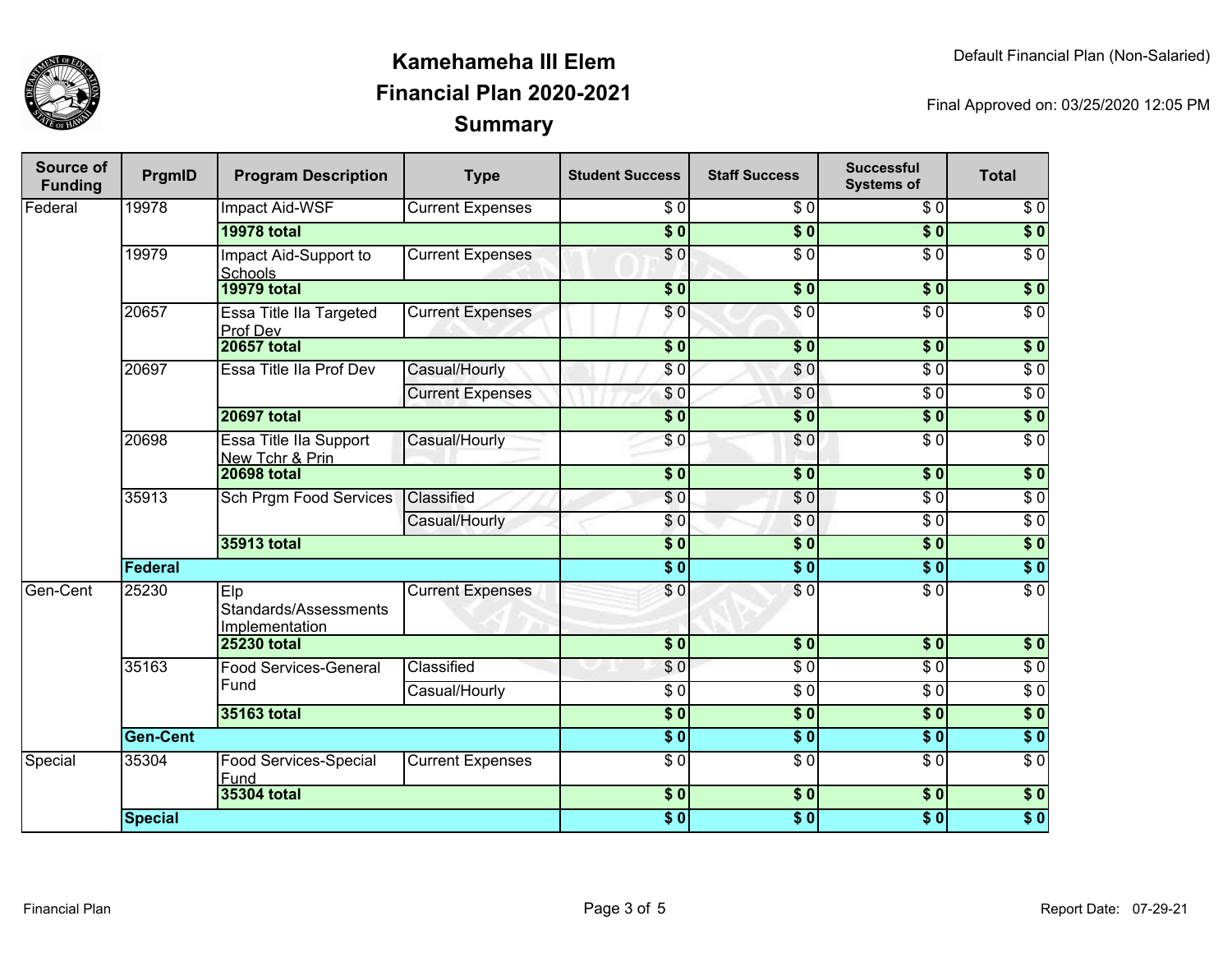# Kamehameha III Elem
## Financial Plan 2020-2021
## Summary

Default Financial Plan (Non-Salaried)

Final Approved on: 03/25/2020 12:05 PM

| Source of Funding | PrgmID | Program Description | Type | Student Success | Staff Success | Successful Systems of | Total |
|---|---|---|---|---|---|---|---|
| Federal | 19978 | Impact Aid-WSF | Current Expenses | $ 0 | $ 0 | $ 0 | $ 0 |
| | | **19978 total** | | **$ 0** | **$ 0** | **$ 0** | **$ 0** |
| | 19979 | Impact Aid-Support to Schools | Current Expenses | $ 0 | $ 0 | $ 0 | $ 0 |
| | | **19979 total** | | **$ 0** | **$ 0** | **$ 0** | **$ 0** |
| | 20657 | Essa Title IIa Targeted Prof Dev | Current Expenses | $ 0 | $ 0 | $ 0 | $ 0 |
| | | **20657 total** | | **$ 0** | **$ 0** | **$ 0** | **$ 0** |
| | 20697 | Essa Title IIa Prof Dev | Casual/Hourly | $ 0 | $ 0 | $ 0 | $ 0 |
| | | | Current Expenses | $ 0 | $ 0 | $ 0 | $ 0 |
| | | **20697 total** | | **$ 0** | **$ 0** | **$ 0** | **$ 0** |
| | 20698 | Essa Title IIa Support New Tchr & Prin | Casual/Hourly | $ 0 | $ 0 | $ 0 | $ 0 |
| | | **20698 total** | | **$ 0** | **$ 0** | **$ 0** | **$ 0** |
| | 35913 | Sch Prgm Food Services | Classified | $ 0 | $ 0 | $ 0 | $ 0 |
| | | | Casual/Hourly | $ 0 | $ 0 | $ 0 | $ 0 |
| | | **35913 total** | | **$ 0** | **$ 0** | **$ 0** | **$ 0** |
| | **Federal** | | | **$ 0** | **$ 0** | **$ 0** | **$ 0** |
| Gen-Cent | 25230 | Elp Standards/Assessments Implementation | Current Expenses | $ 0 | $ 0 | $ 0 | $ 0 |
| | | **25230 total** | | **$ 0** | **$ 0** | **$ 0** | **$ 0** |
| | 35163 | Food Services-General Fund | Classified | $ 0 | $ 0 | $ 0 | $ 0 |
| | | | Casual/Hourly | $ 0 | $ 0 | $ 0 | $ 0 |
| | | **35163 total** | | **$ 0** | **$ 0** | **$ 0** | **$ 0** |
| | **Gen-Cent** | | | **$ 0** | **$ 0** | **$ 0** | **$ 0** |
| Special | 35304 | Food Services-Special Fund | Current Expenses | $ 0 | $ 0 | $ 0 | $ 0 |
| | | **35304 total** | | **$ 0** | **$ 0** | **$ 0** | **$ 0** |
| | **Special** | | | **$ 0** | **$ 0** | **$ 0** | **$ 0** |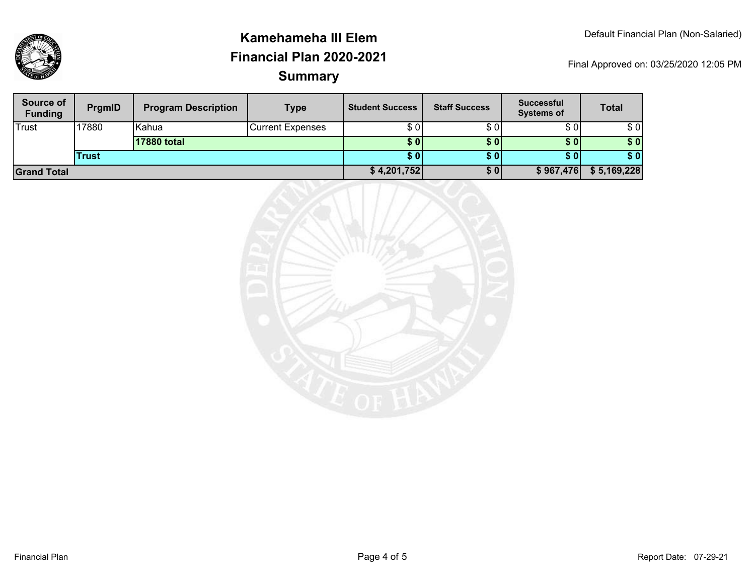# Kamehameha III Elem
# Financial Plan 2020-2021
# Summary

Default Financial Plan (Non-Salaried)

Final Approved on: 03/25/2020 12:05 PM

| Source of Funding | PrgmID | Program Description | Type | Student Success | Staff Success | Successful Systems of | Total |
|---|---|---|---|---|---|---|---|
| Trust | 17880 | Kahua | Current Expenses | $ 0 | $ 0 | $ 0 | $ 0 |
| | | **17880 total** | | **$ 0** | **$ 0** | **$ 0** | **$ 0** |
| | **Trust** | | | **$ 0** | **$ 0** | **$ 0** | **$ 0** |
| **Grand Total** | | | | **$ 4,201,752** | **$ 0** | **$ 967,476** | **$ 5,169,228** |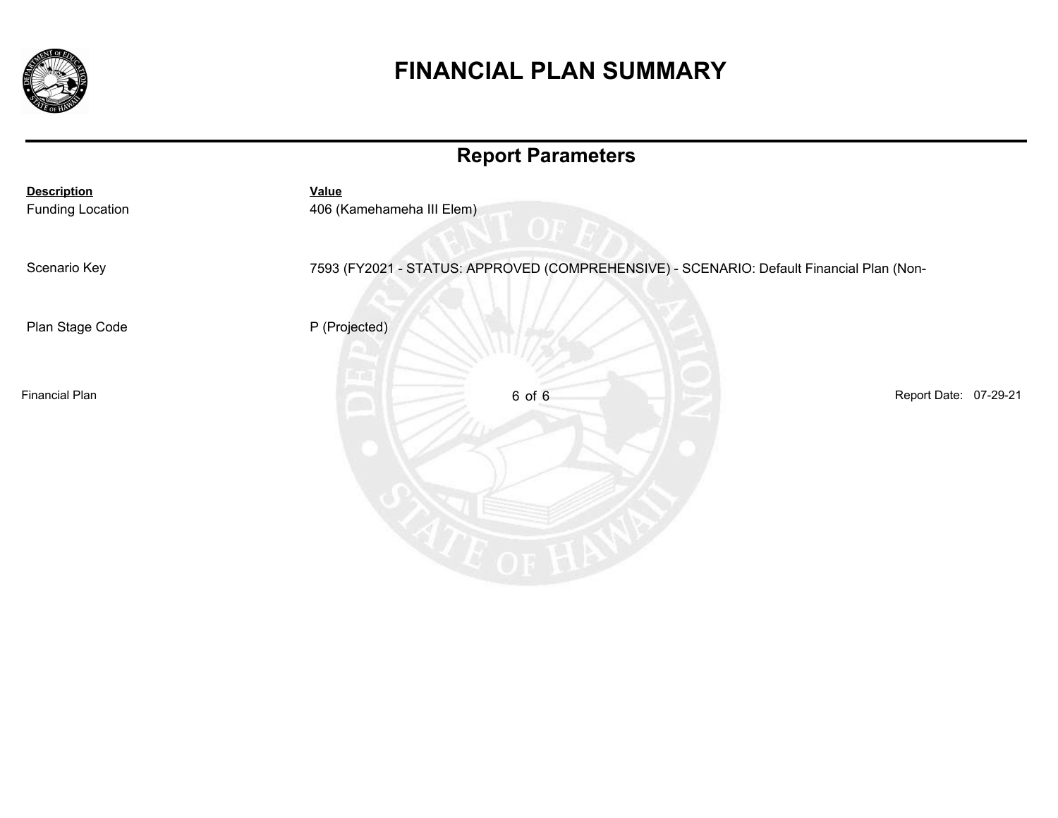# FINANCIAL PLAN SUMMARY

## Report Parameters

| Description | Value |
| --- | --- |
| Funding Location | 406 (Kamehameha III Elem) |
| Scenario Key | 7593 (FY2021 - STATUS: APPROVED (COMPREHENSIVE) - SCENARIO: Default Financial Plan (Non- |
| Plan Stage Code | P (Projected) |

Financial Plan

Report Date: 07-29-21